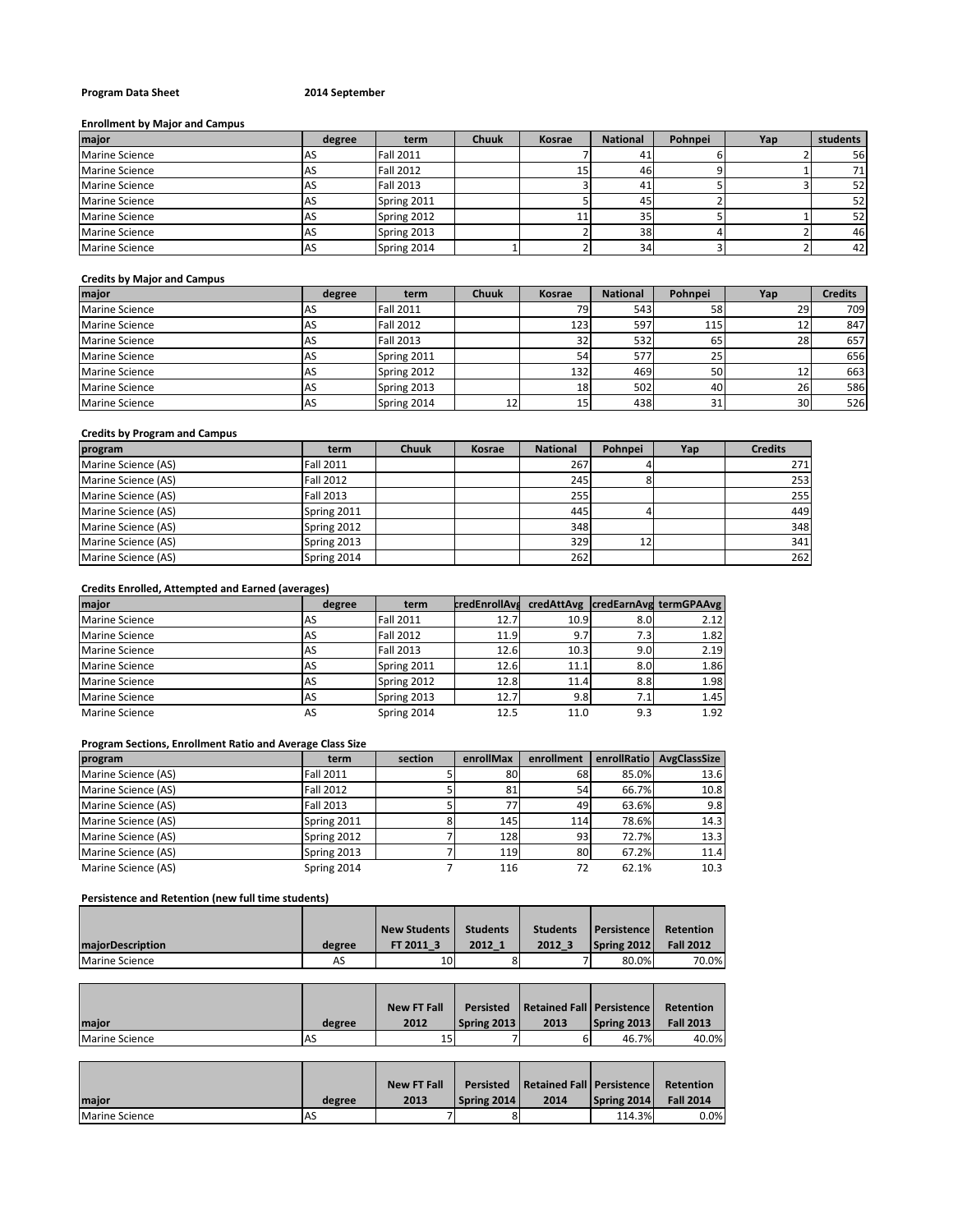**Program Data Sheet** **2014 September**

**Enrollment by Major and Campus**

| major | degree | term | Chuuk | Kosrae | National | Pohnpei | Yap | students |
|---|---|---|---|---|---|---|---|---|
| Marine Science | AS | Fall 2011 | | 7 | 41 | 6 | 2 | 56 |
| Marine Science | AS | Fall 2012 | | 15 | 46 | 9 | 1 | 71 |
| Marine Science | AS | Fall 2013 | | 3 | 41 | 5 | 3 | 52 |
| Marine Science | AS | Spring 2011 | | 5 | 45 | 2 | | 52 |
| Marine Science | AS | Spring 2012 | | 11 | 35 | 5 | 1 | 52 |
| Marine Science | AS | Spring 2013 | | 2 | 38 | 4 | 2 | 46 |
| Marine Science | AS | Spring 2014 | 1 | 2 | 34 | 3 | 2 | 42 |

**Credits by Major and Campus**

| major | degree | term | Chuuk | Kosrae | National | Pohnpei | Yap | Credits |
|---|---|---|---|---|---|---|---|---|
| Marine Science | AS | Fall 2011 | | 79 | 543 | 58 | 29 | 709 |
| Marine Science | AS | Fall 2012 | | 123 | 597 | 115 | 12 | 847 |
| Marine Science | AS | Fall 2013 | | 32 | 532 | 65 | 28 | 657 |
| Marine Science | AS | Spring 2011 | | 54 | 577 | 25 | | 656 |
| Marine Science | AS | Spring 2012 | | 132 | 469 | 50 | 12 | 663 |
| Marine Science | AS | Spring 2013 | | 18 | 502 | 40 | 26 | 586 |
| Marine Science | AS | Spring 2014 | 12 | 15 | 438 | 31 | 30 | 526 |

**Credits by Program and Campus**

| program | term | Chuuk | Kosrae | National | Pohnpei | Yap | Credits |
|---|---|---|---|---|---|---|---|
| Marine Science (AS) | Fall 2011 | | | 267 | 4 | | 271 |
| Marine Science (AS) | Fall 2012 | | | 245 | 8 | | 253 |
| Marine Science (AS) | Fall 2013 | | | 255 | | | 255 |
| Marine Science (AS) | Spring 2011 | | | 445 | 4 | | 449 |
| Marine Science (AS) | Spring 2012 | | | 348 | | | 348 |
| Marine Science (AS) | Spring 2013 | | | 329 | 12 | | 341 |
| Marine Science (AS) | Spring 2014 | | | 262 | | | 262 |

**Credits Enrolled, Attempted and Earned (averages)**

| major | degree | term | credEnrollAvg | credAttAvg | credEarnAvg | termGPAAvg |
|---|---|---|---|---|---|---|
| Marine Science | AS | Fall 2011 | 12.7 | 10.9 | 8.0 | 2.12 |
| Marine Science | AS | Fall 2012 | 11.9 | 9.7 | 7.3 | 1.82 |
| Marine Science | AS | Fall 2013 | 12.6 | 10.3 | 9.0 | 2.19 |
| Marine Science | AS | Spring 2011 | 12.6 | 11.1 | 8.0 | 1.86 |
| Marine Science | AS | Spring 2012 | 12.8 | 11.4 | 8.8 | 1.98 |
| Marine Science | AS | Spring 2013 | 12.7 | 9.8 | 7.1 | 1.45 |
| Marine Science | AS | Spring 2014 | 12.5 | 11.0 | 9.3 | 1.92 |

**Program Sections, Enrollment Ratio and Average Class Size**

| program | term | section | enrollMax | enrollment | enrollRatio | AvgClassSize |
|---|---|---|---|---|---|---|
| Marine Science (AS) | Fall 2011 | 5 | 80 | 68 | 85.0% | 13.6 |
| Marine Science (AS) | Fall 2012 | 5 | 81 | 54 | 66.7% | 10.8 |
| Marine Science (AS) | Fall 2013 | 5 | 77 | 49 | 63.6% | 9.8 |
| Marine Science (AS) | Spring 2011 | 8 | 145 | 114 | 78.6% | 14.3 |
| Marine Science (AS) | Spring 2012 | 7 | 128 | 93 | 72.7% | 13.3 |
| Marine Science (AS) | Spring 2013 | 7 | 119 | 80 | 67.2% | 11.4 |
| Marine Science (AS) | Spring 2014 | 7 | 116 | 72 | 62.1% | 10.3 |

**Persistence and Retention (new full time students)**

| majorDescription | degree | New Students FT 2011_3 | Students 2012_1 | Students 2012_3 | Persistence Spring 2012 | Retention Fall 2012 |
|---|---|---|---|---|---|---|
| Marine Science | AS | 10 | 8 | 7 | 80.0% | 70.0% |

| major | degree | New FT Fall 2012 | Persisted Spring 2013 | Retained Fall 2013 | Persistence Spring 2013 | Retention Fall 2013 |
|---|---|---|---|---|---|---|
| Marine Science | AS | 15 | 7 | 6 | 46.7% | 40.0% |

| major | degree | New FT Fall 2013 | Persisted Spring 2014 | Retained Fall 2014 | Persistence Spring 2014 | Retention Fall 2014 |
|---|---|---|---|---|---|---|
| Marine Science | AS | 7 | 8 | | 114.3% | 0.0% |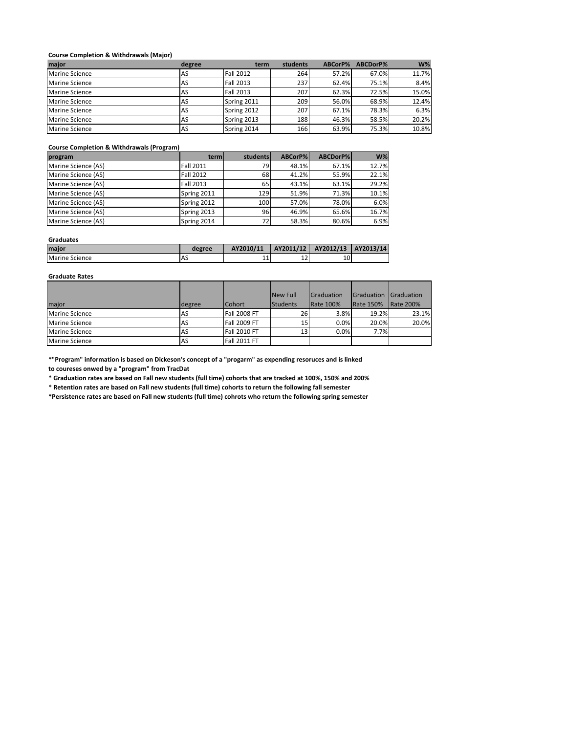**Course Completion & Withdrawals (Major)**

| major | degree | term | students | ABCorP% | ABCDorP% | W% |
|---|---|---|---|---|---|---|
| Marine Science | AS | Fall 2012 | 264 | 57.2% | 67.0% | 11.7% |
| Marine Science | AS | Fall 2013 | 237 | 62.4% | 75.1% | 8.4% |
| Marine Science | AS | Fall 2013 | 207 | 62.3% | 72.5% | 15.0% |
| Marine Science | AS | Spring 2011 | 209 | 56.0% | 68.9% | 12.4% |
| Marine Science | AS | Spring 2012 | 207 | 67.1% | 78.3% | 6.3% |
| Marine Science | AS | Spring 2013 | 188 | 46.3% | 58.5% | 20.2% |
| Marine Science | AS | Spring 2014 | 166 | 63.9% | 75.3% | 10.8% |

**Course Completion & Withdrawals (Program)**

| program | term | students | ABCorP% | ABCDorP% | W% |
|---|---|---|---|---|---|
| Marine Science (AS) | Fall 2011 | 79 | 48.1% | 67.1% | 12.7% |
| Marine Science (AS) | Fall 2012 | 68 | 41.2% | 55.9% | 22.1% |
| Marine Science (AS) | Fall 2013 | 65 | 43.1% | 63.1% | 29.2% |
| Marine Science (AS) | Spring 2011 | 129 | 51.9% | 71.3% | 10.1% |
| Marine Science (AS) | Spring 2012 | 100 | 57.0% | 78.0% | 6.0% |
| Marine Science (AS) | Spring 2013 | 96 | 46.9% | 65.6% | 16.7% |
| Marine Science (AS) | Spring 2014 | 72 | 58.3% | 80.6% | 6.9% |

**Graduates**

| major | degree | AY2010/11 | AY2011/12 | AY2012/13 | AY2013/14 |
|---|---|---|---|---|---|
| Marine Science | AS | 11 | 12 | 10 | |

**Graduate Rates**

| major | degree | Cohort | New Full Students | Graduation Rate 100% | Graduation Rate 150% | Graduation Rate 200% |
|---|---|---|---|---|---|---|
| Marine Science | AS | Fall 2008 FT | 26 | 3.8% | 19.2% | 23.1% |
| Marine Science | AS | Fall 2009 FT | 15 | 0.0% | 20.0% | 20.0% |
| Marine Science | AS | Fall 2010 FT | 13 | 0.0% | 7.7% | |
| Marine Science | AS | Fall 2011 FT | | | | |

***"Program" information is based on Dickeson's concept of a "progarm" as expending resoruces and is linked to coureses onwed by a "program" from TracDat**

**\* Graduation rates are based on Fall new students (full time) cohorts that are tracked at 100%, 150% and 200%**

**\* Retention rates are based on Fall new students (full time) cohorts to return the following fall semester**

**\*Persistence rates are based on Fall new students (full time) cohrots who return the following spring semester**